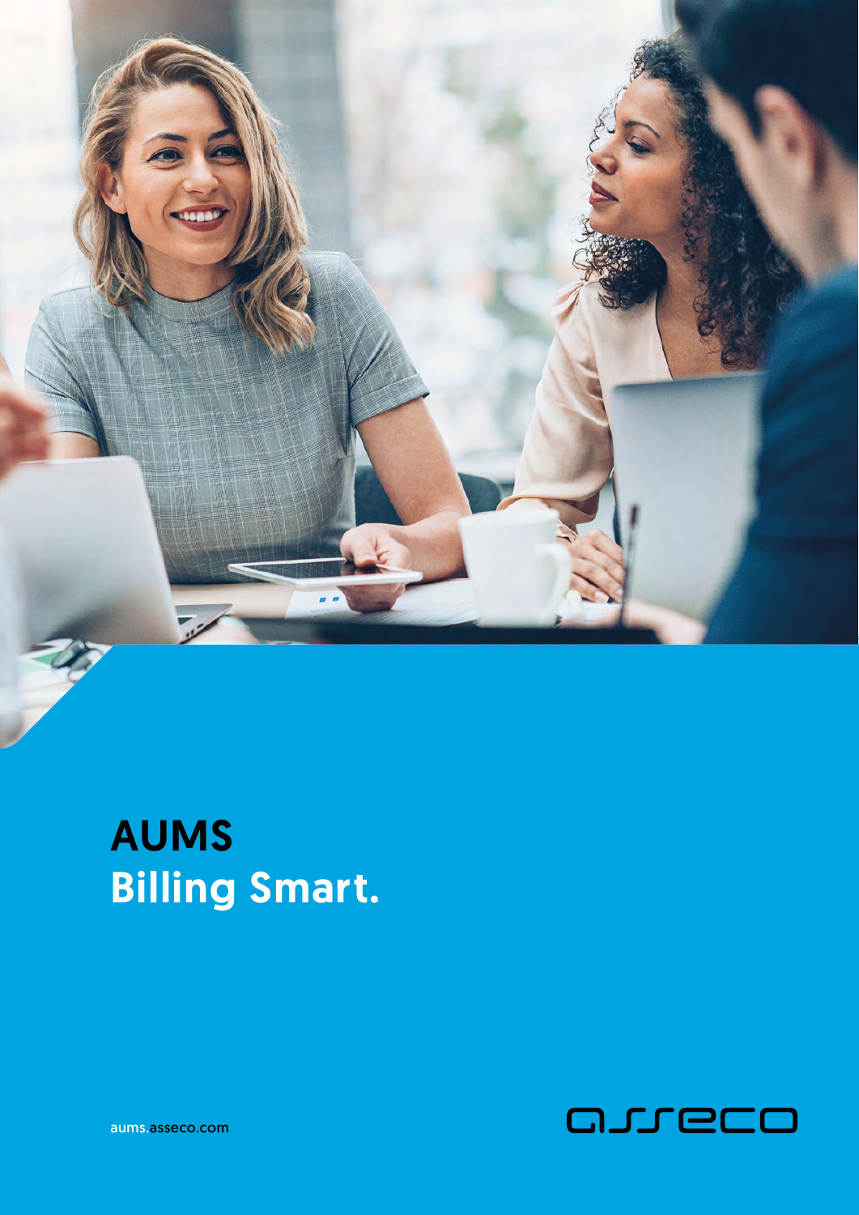# AUMS
## Billing Smart.

aums.asseco.com

asseco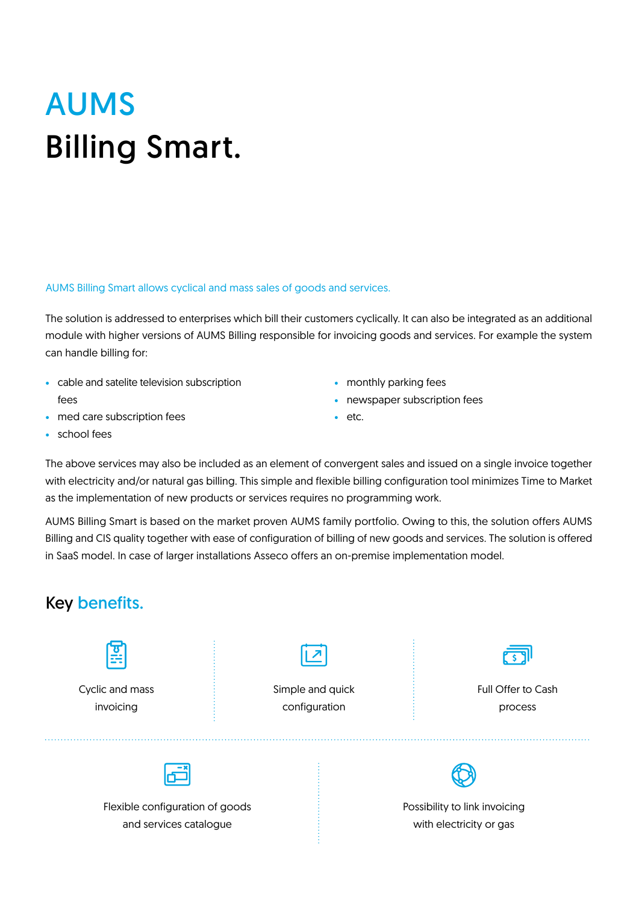# AUMS
# Billing Smart.

AUMS Billing Smart allows cyclical and mass sales of goods and services.

The solution is addressed to enterprises which bill their customers cyclically. It can also be integrated as an additional module with higher versions of AUMS Billing responsible for invoicing goods and services. For example the system can handle billing for:

- cable and satelite television subscription fees
- med care subscription fees
- school fees
- monthly parking fees
- newspaper subscription fees
- etc.

The above services may also be included as an element of convergent sales and issued on a single invoice together with electricity and/or natural gas billing. This simple and flexible billing configuration tool minimizes Time to Market as the implementation of new products or services requires no programming work.

AUMS Billing Smart is based on the market proven AUMS family portfolio. Owing to this, the solution offers AUMS Billing and CIS quality together with ease of configuration of billing of new goods and services. The solution is offered in SaaS model. In case of larger installations Asseco offers an on-premise implementation model.

## Key benefits.

- Cyclic and mass invoicing
- Simple and quick configuration
- Full Offer to Cash process
- Flexible configuration of goods and services catalogue
- Possibility to link invoicing with electricity or gas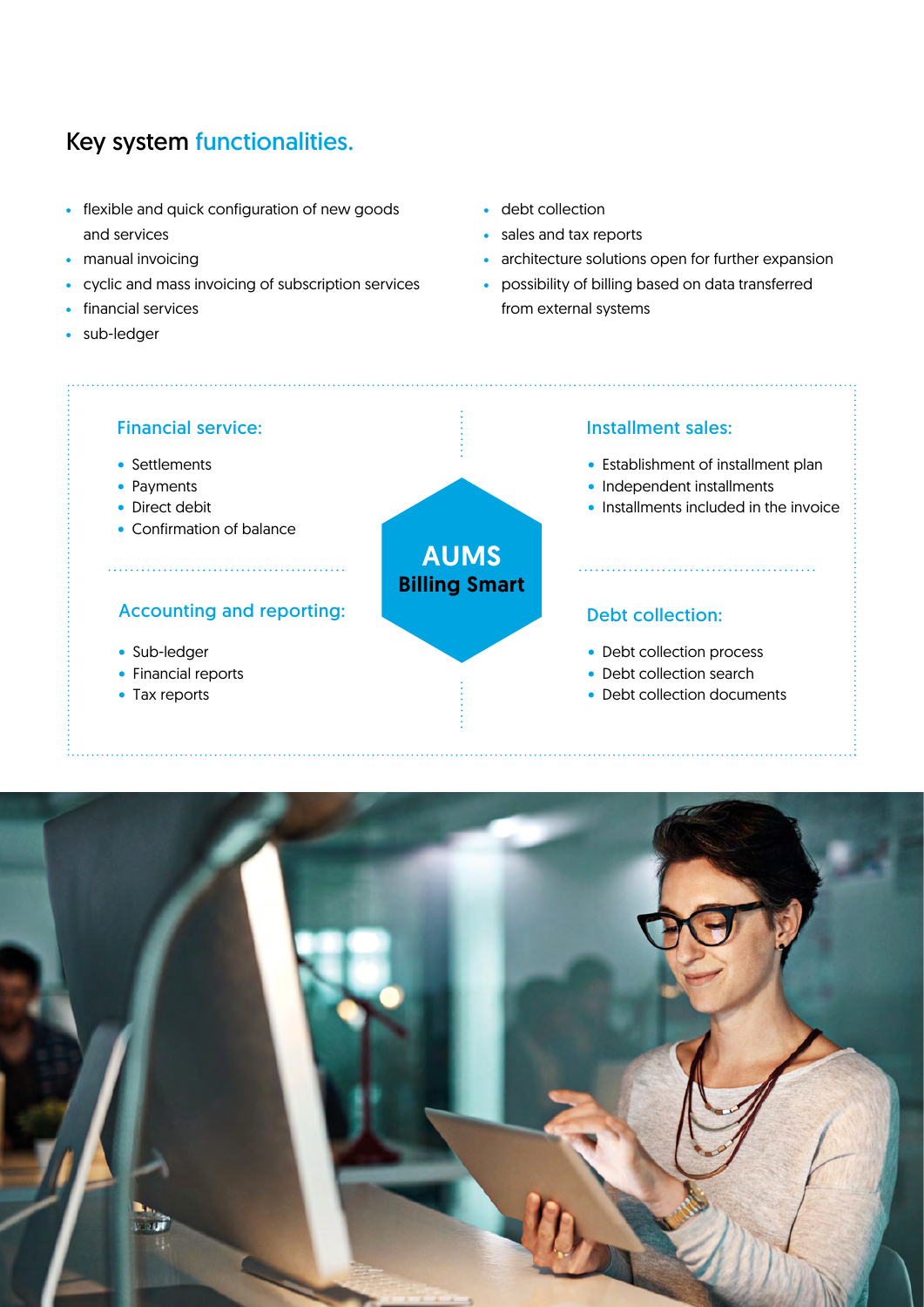## Key system functionalities.

- flexible and quick configuration of new goods and services
- manual invoicing
- cyclic and mass invoicing of subscription services
- financial services
- sub-ledger
- debt collection
- sales and tax reports
- architecture solutions open for further expansion
- possibility of billing based on data transferred from external systems

**AUMS Billing Smart**

### Financial service:

- Settlements
- Payments
- Direct debit
- Confirmation of balance

### Accounting and reporting:

- Sub-ledger
- Financial reports
- Tax reports

### Installment sales:

- Establishment of installment plan
- Independent installments
- Installments included in the invoice

### Debt collection:

- Debt collection process
- Debt collection search
- Debt collection documents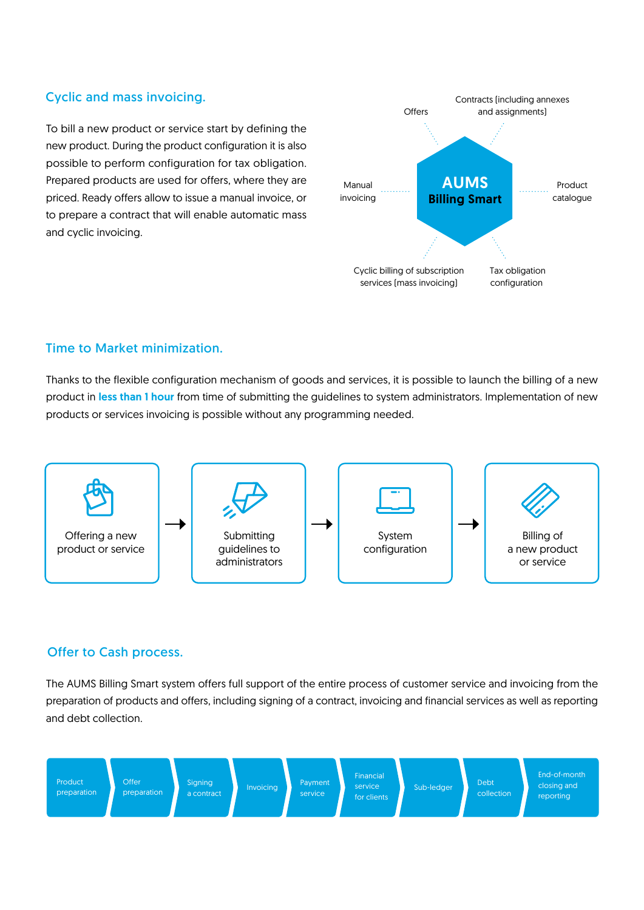## Cyclic and mass invoicing.

To bill a new product or service start by defining the new product. During the product configuration it is also possible to perform configuration for tax obligation. Prepared products are used for offers, where they are priced. Ready offers allow to issue a manual invoice, or to prepare a contract that will enable automatic mass and cyclic invoicing.

**AUMS Billing Smart**

- Offers
- Contracts [including annexes and assignments]
- Product catalogue
- Tax obligation configuration
- Cyclic billing of subscription services [mass invoicing]
- Manual invoicing

## Time to Market minimization.

Thanks to the flexible configuration mechanism of goods and services, it is possible to launch the billing of a new product in **less than 1 hour** from time of submitting the guidelines to system administrators. Implementation of new products or services invoicing is possible without any programming needed.

Offering a new product or service → Submitting guidelines to administrators → System configuration → Billing of a new product or service

## Offer to Cash process.

The AUMS Billing Smart system offers full support of the entire process of customer service and invoicing from the preparation of products and offers, including signing of a contract, invoicing and financial services as well as reporting and debt collection.

Product preparation → Offer preparation → Signing a contract → Invoicing → Payment service → Financial service for clients → Sub-ledger → Debt collection → End-of-month closing and reporting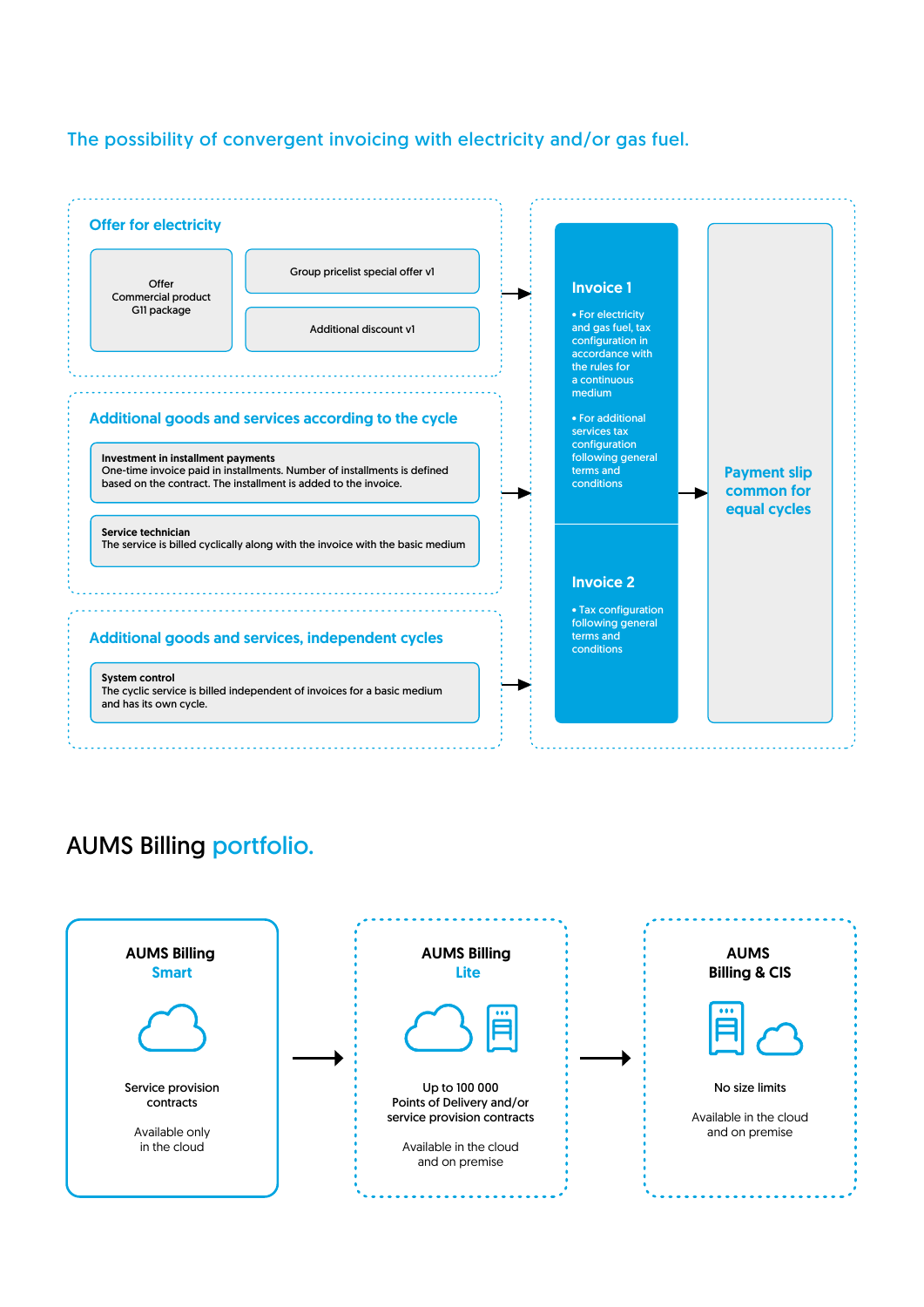## The possibility of convergent invoicing with electricity and/or gas fuel.

### Offer for electricity

Offer
Commercial product
G11 package

Group pricelist special offer v1

Additional discount v1

### Additional goods and services according to the cycle

**Investment in installment payments**
One-time invoice paid in installments. Number of installments is defined based on the contract. The installment is added to the invoice.

**Service technician**
The service is billed cyclically along with the invoice with the basic medium

### Additional goods and services, independent cycles

**System control**
The cyclic service is billed independent of invoices for a basic medium and has its own cycle.

### Invoice 1

- For electricity and gas fuel, tax configuration in accordance with the rules for a continuous medium
- For additional services tax configuration following general terms and conditions

### Invoice 2

- Tax configuration following general terms and conditions

**Payment slip common for equal cycles**

## AUMS Billing portfolio.

### AUMS Billing Smart

Service provision contracts

Available only in the cloud

### AUMS Billing Lite

Up to 100 000 Points of Delivery and/or service provision contracts

Available in the cloud and on premise

### AUMS Billing & CIS

No size limits

Available in the cloud and on premise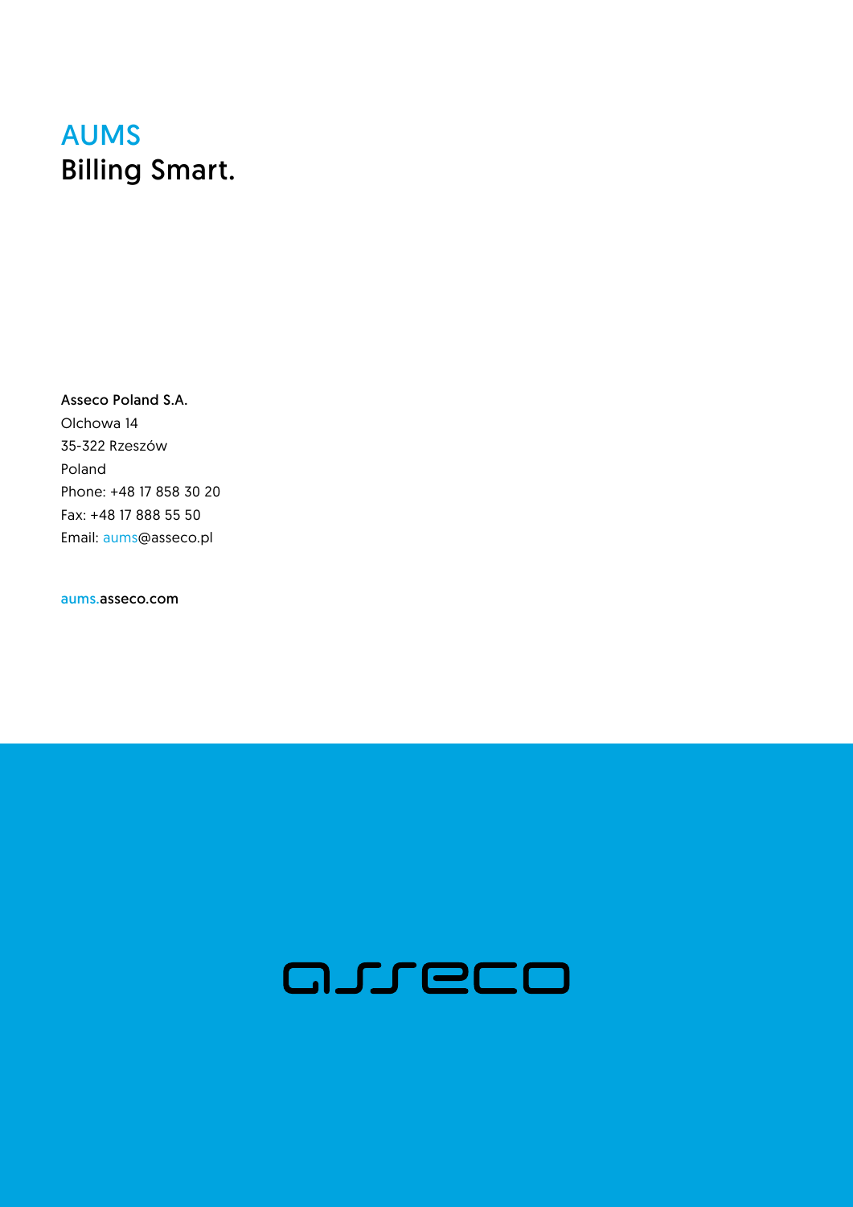# AUMS
Billing Smart.

**Asseco Poland S.A.**
Olchowa 14
35-322 Rzeszów
Poland
Phone: +48 17 858 30 20
Fax: +48 17 888 55 50
Email: aums@asseco.pl

aums.asseco.com

asseco